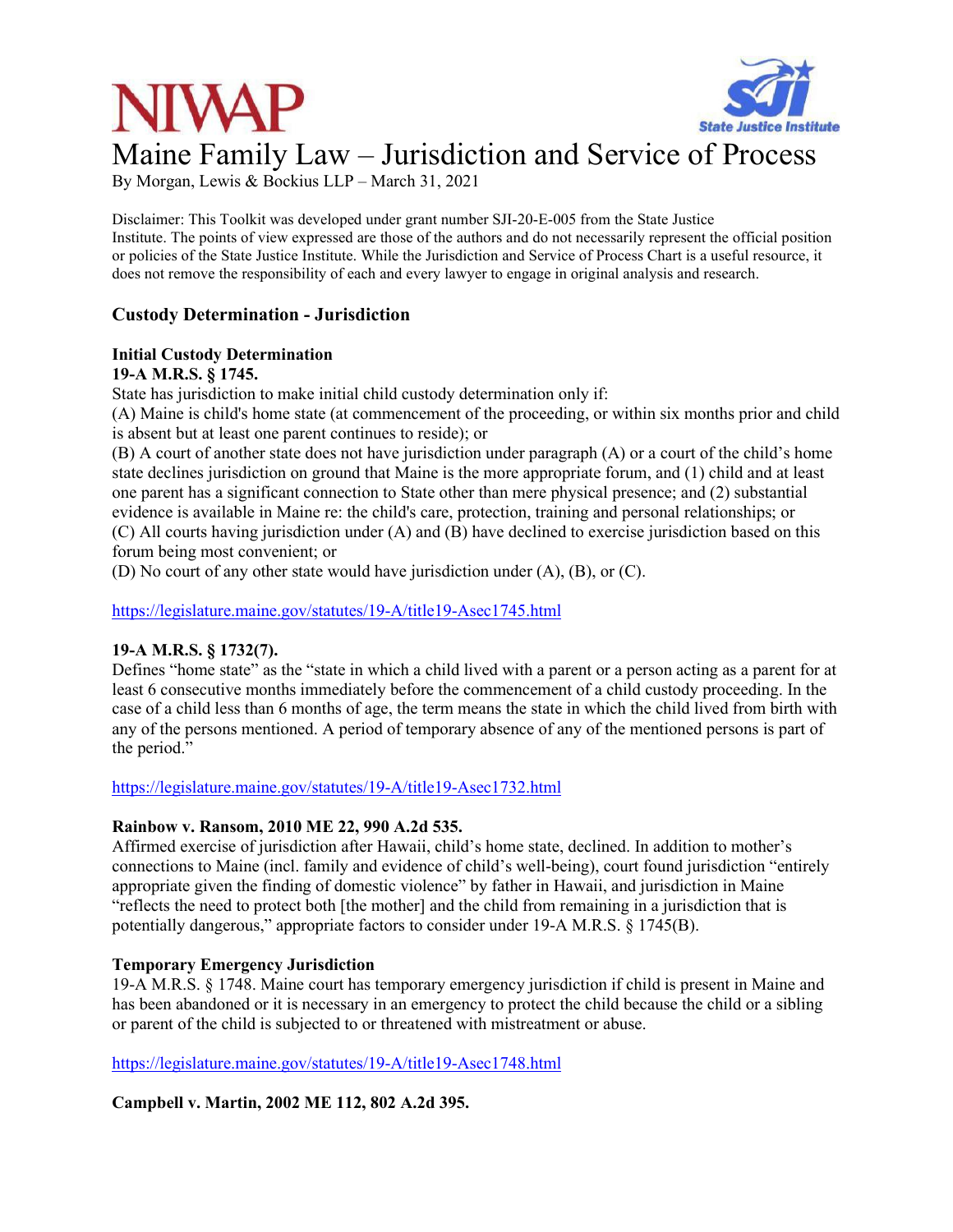# Maine Family Law – Jurisdiction and Service of Process

By Morgan, Lewis & Bockius LLP – March 31, 2021

Disclaimer: This Toolkit was developed under grant number SJI-20-E-005 from the State Justice Institute. The points of view expressed are those of the authors and do not necessarily represent the official position or policies of the State Justice Institute. While the Jurisdiction and Service of Process Chart is a useful resource, it does not remove the responsibility of each and every lawyer to engage in original analysis and research.

## Custody Determination - Jurisdiction

### Initial Custody Determination

**19-A M.R.S. § 1745.**

State has jurisdiction to make initial child custody determination only if:

(A) Maine is child's home state (at commencement of the proceeding, or within six months prior and child is absent but at least one parent continues to reside); or

(B) A court of another state does not have jurisdiction under paragraph (A) or a court of the child's home state declines jurisdiction on ground that Maine is the more appropriate forum, and (1) child and at least one parent has a significant connection to State other than mere physical presence; and (2) substantial evidence is available in Maine re: the child's care, protection, training and personal relationships; or

(C) All courts having jurisdiction under (A) and (B) have declined to exercise jurisdiction based on this forum being most convenient; or

(D) No court of any other state would have jurisdiction under (A), (B), or (C).

https://legislature.maine.gov/statutes/19-A/title19-Asec1745.html

**19-A M.R.S. § 1732(7).**

Defines "home state" as the "state in which a child lived with a parent or a person acting as a parent for at least 6 consecutive months immediately before the commencement of a child custody proceeding. In the case of a child less than 6 months of age, the term means the state in which the child lived from birth with any of the persons mentioned. A period of temporary absence of any of the mentioned persons is part of the period."

https://legislature.maine.gov/statutes/19-A/title19-Asec1732.html

**Rainbow v. Ransom, 2010 ME 22, 990 A.2d 535.**

Affirmed exercise of jurisdiction after Hawaii, child's home state, declined. In addition to mother's connections to Maine (incl. family and evidence of child's well-being), court found jurisdiction "entirely appropriate given the finding of domestic violence" by father in Hawaii, and jurisdiction in Maine "reflects the need to protect both [the mother] and the child from remaining in a jurisdiction that is potentially dangerous," appropriate factors to consider under 19-A M.R.S. § 1745(B).

### Temporary Emergency Jurisdiction

19-A M.R.S. § 1748. Maine court has temporary emergency jurisdiction if child is present in Maine and has been abandoned or it is necessary in an emergency to protect the child because the child or a sibling or parent of the child is subjected to or threatened with mistreatment or abuse.

https://legislature.maine.gov/statutes/19-A/title19-Asec1748.html

**Campbell v. Martin, 2002 ME 112, 802 A.2d 395.**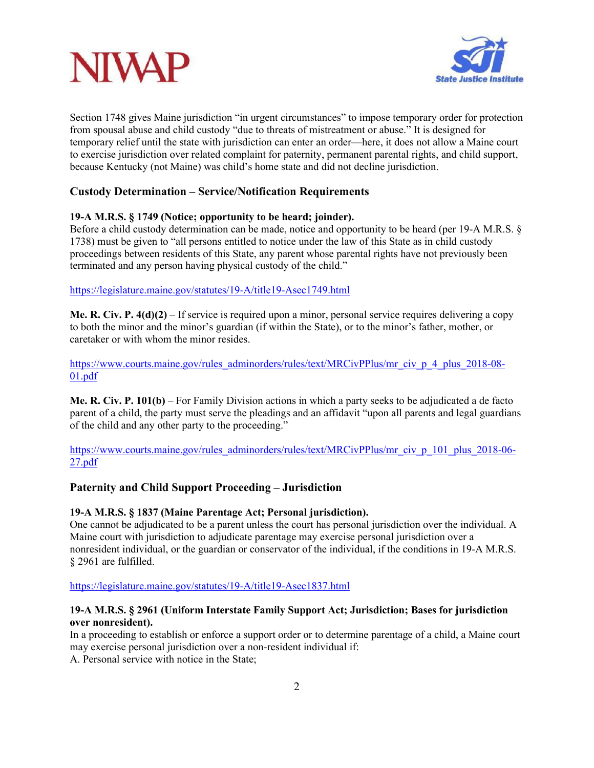Section 1748 gives Maine jurisdiction "in urgent circumstances" to impose temporary order for protection from spousal abuse and child custody "due to threats of mistreatment or abuse." It is designed for temporary relief until the state with jurisdiction can enter an order—here, it does not allow a Maine court to exercise jurisdiction over related complaint for paternity, permanent parental rights, and child support, because Kentucky (not Maine) was child's home state and did not decline jurisdiction.

## Custody Determination – Service/Notification Requirements

**19-A M.R.S. § 1749 (Notice; opportunity to be heard; joinder).**
Before a child custody determination can be made, notice and opportunity to be heard (per 19-A M.R.S. § 1738) must be given to "all persons entitled to notice under the law of this State as in child custody proceedings between residents of this State, any parent whose parental rights have not previously been terminated and any person having physical custody of the child."

https://legislature.maine.gov/statutes/19-A/title19-Asec1749.html

**Me. R. Civ. P. 4(d)(2)** – If service is required upon a minor, personal service requires delivering a copy to both the minor and the minor's guardian (if within the State), or to the minor's father, mother, or caretaker or with whom the minor resides.

https://www.courts.maine.gov/rules_adminorders/rules/text/MRCivPPlus/mr_civ_p_4_plus_2018-08-01.pdf

**Me. R. Civ. P. 101(b)** – For Family Division actions in which a party seeks to be adjudicated a de facto parent of a child, the party must serve the pleadings and an affidavit "upon all parents and legal guardians of the child and any other party to the proceeding."

https://www.courts.maine.gov/rules_adminorders/rules/text/MRCivPPlus/mr_civ_p_101_plus_2018-06-27.pdf

## Paternity and Child Support Proceeding – Jurisdiction

**19-A M.R.S. § 1837 (Maine Parentage Act; Personal jurisdiction).**
One cannot be adjudicated to be a parent unless the court has personal jurisdiction over the individual. A Maine court with jurisdiction to adjudicate parentage may exercise personal jurisdiction over a nonresident individual, or the guardian or conservator of the individual, if the conditions in 19-A M.R.S. § 2961 are fulfilled.

https://legislature.maine.gov/statutes/19-A/title19-Asec1837.html

**19-A M.R.S. § 2961 (Uniform Interstate Family Support Act; Jurisdiction; Bases for jurisdiction over nonresident).**
In a proceeding to establish or enforce a support order or to determine parentage of a child, a Maine court may exercise personal jurisdiction over a non-resident individual if:
A. Personal service with notice in the State;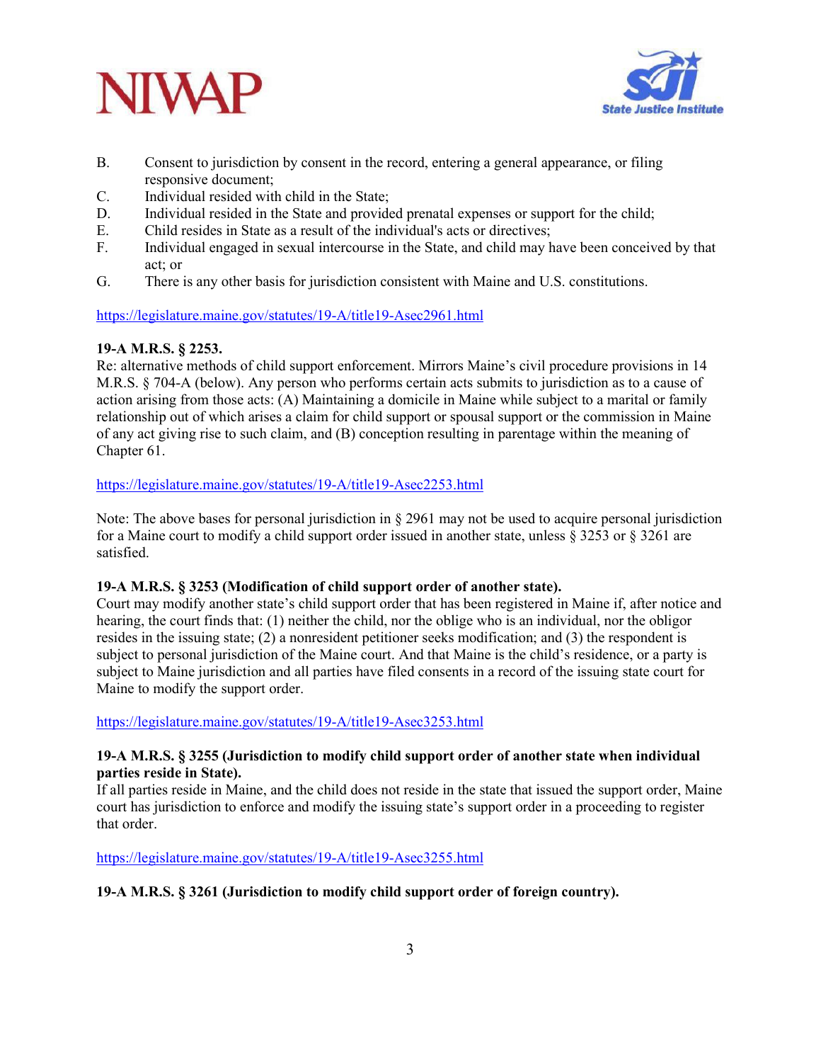B. Consent to jurisdiction by consent in the record, entering a general appearance, or filing responsive document;
C. Individual resided with child in the State;
D. Individual resided in the State and provided prenatal expenses or support for the child;
E. Child resides in State as a result of the individual's acts or directives;
F. Individual engaged in sexual intercourse in the State, and child may have been conceived by that act; or
G. There is any other basis for jurisdiction consistent with Maine and U.S. constitutions.

https://legislature.maine.gov/statutes/19-A/title19-Asec2961.html

**19-A M.R.S. § 2253.**
Re: alternative methods of child support enforcement. Mirrors Maine's civil procedure provisions in 14 M.R.S. § 704-A (below). Any person who performs certain acts submits to jurisdiction as to a cause of action arising from those acts: (A) Maintaining a domicile in Maine while subject to a marital or family relationship out of which arises a claim for child support or spousal support or the commission in Maine of any act giving rise to such claim, and (B) conception resulting in parentage within the meaning of Chapter 61.

https://legislature.maine.gov/statutes/19-A/title19-Asec2253.html

Note: The above bases for personal jurisdiction in § 2961 may not be used to acquire personal jurisdiction for a Maine court to modify a child support order issued in another state, unless § 3253 or § 3261 are satisfied.

**19-A M.R.S. § 3253 (Modification of child support order of another state).**
Court may modify another state's child support order that has been registered in Maine if, after notice and hearing, the court finds that: (1) neither the child, nor the oblige who is an individual, nor the obligor resides in the issuing state; (2) a nonresident petitioner seeks modification; and (3) the respondent is subject to personal jurisdiction of the Maine court. And that Maine is the child's residence, or a party is subject to Maine jurisdiction and all parties have filed consents in a record of the issuing state court for Maine to modify the support order.

https://legislature.maine.gov/statutes/19-A/title19-Asec3253.html

**19-A M.R.S. § 3255 (Jurisdiction to modify child support order of another state when individual parties reside in State).**
If all parties reside in Maine, and the child does not reside in the state that issued the support order, Maine court has jurisdiction to enforce and modify the issuing state's support order in a proceeding to register that order.

https://legislature.maine.gov/statutes/19-A/title19-Asec3255.html

**19-A M.R.S. § 3261 (Jurisdiction to modify child support order of foreign country).**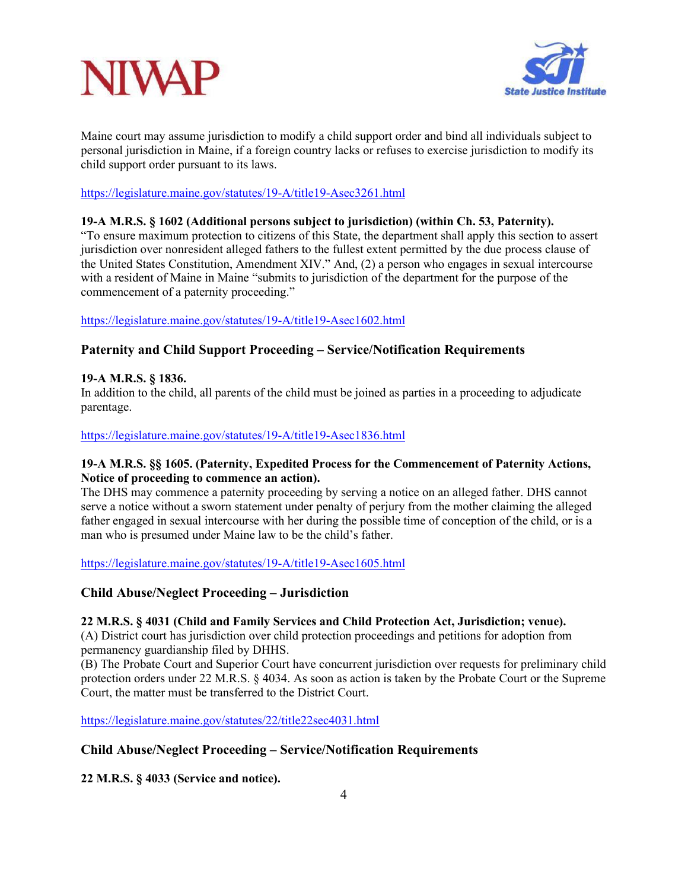Maine court may assume jurisdiction to modify a child support order and bind all individuals subject to personal jurisdiction in Maine, if a foreign country lacks or refuses to exercise jurisdiction to modify its child support order pursuant to its laws.

https://legislature.maine.gov/statutes/19-A/title19-Asec3261.html

**19-A M.R.S. § 1602 (Additional persons subject to jurisdiction) (within Ch. 53, Paternity).**
"To ensure maximum protection to citizens of this State, the department shall apply this section to assert jurisdiction over nonresident alleged fathers to the fullest extent permitted by the due process clause of the United States Constitution, Amendment XIV." And, (2) a person who engages in sexual intercourse with a resident of Maine in Maine "submits to jurisdiction of the department for the purpose of the commencement of a paternity proceeding."

https://legislature.maine.gov/statutes/19-A/title19-Asec1602.html

## Paternity and Child Support Proceeding – Service/Notification Requirements

**19-A M.R.S. § 1836.**
In addition to the child, all parents of the child must be joined as parties in a proceeding to adjudicate parentage.

https://legislature.maine.gov/statutes/19-A/title19-Asec1836.html

**19-A M.R.S. §§ 1605. (Paternity, Expedited Process for the Commencement of Paternity Actions, Notice of proceeding to commence an action).**
The DHS may commence a paternity proceeding by serving a notice on an alleged father. DHS cannot serve a notice without a sworn statement under penalty of perjury from the mother claiming the alleged father engaged in sexual intercourse with her during the possible time of conception of the child, or is a man who is presumed under Maine law to be the child's father.

https://legislature.maine.gov/statutes/19-A/title19-Asec1605.html

## Child Abuse/Neglect Proceeding – Jurisdiction

**22 M.R.S. § 4031 (Child and Family Services and Child Protection Act, Jurisdiction; venue).**
(A) District court has jurisdiction over child protection proceedings and petitions for adoption from permanency guardianship filed by DHHS.
(B) The Probate Court and Superior Court have concurrent jurisdiction over requests for preliminary child protection orders under 22 M.R.S. § 4034. As soon as action is taken by the Probate Court or the Supreme Court, the matter must be transferred to the District Court.

https://legislature.maine.gov/statutes/22/title22sec4031.html

## Child Abuse/Neglect Proceeding – Service/Notification Requirements

**22 M.R.S. § 4033 (Service and notice).**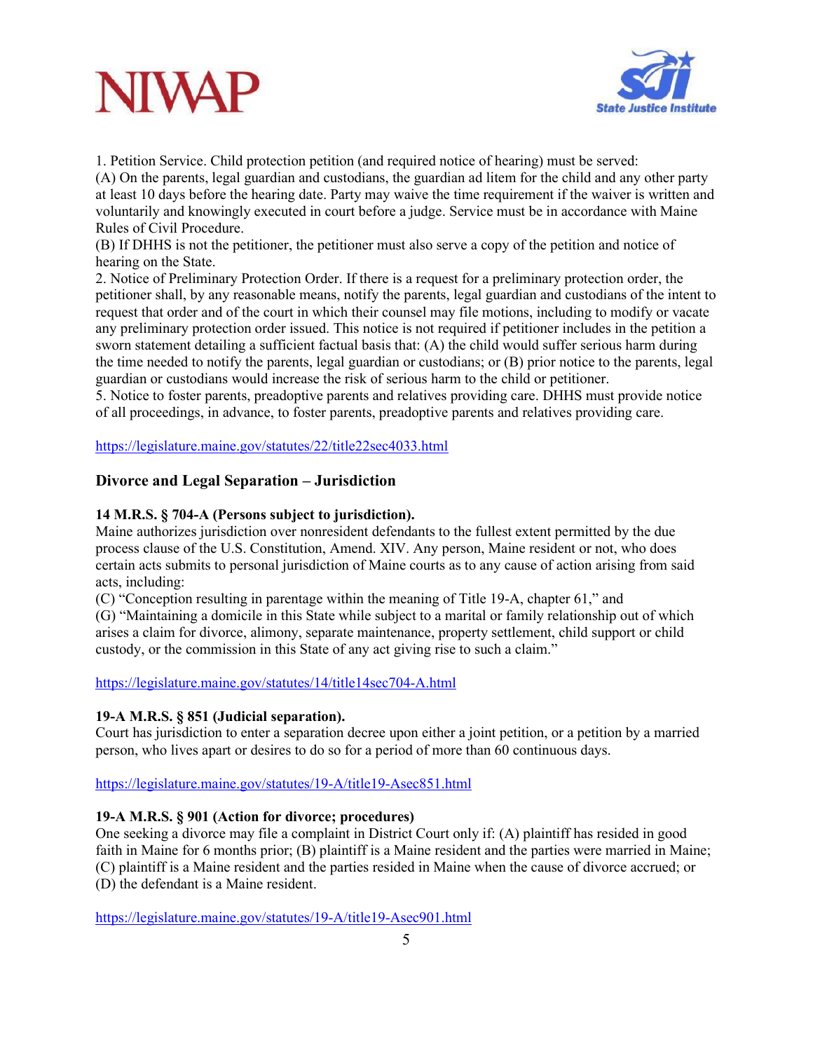1. Petition Service. Child protection petition (and required notice of hearing) must be served:
(A) On the parents, legal guardian and custodians, the guardian ad litem for the child and any other party at least 10 days before the hearing date. Party may waive the time requirement if the waiver is written and voluntarily and knowingly executed in court before a judge. Service must be in accordance with Maine Rules of Civil Procedure.
(B) If DHHS is not the petitioner, the petitioner must also serve a copy of the petition and notice of hearing on the State.
2. Notice of Preliminary Protection Order. If there is a request for a preliminary protection order, the petitioner shall, by any reasonable means, notify the parents, legal guardian and custodians of the intent to request that order and of the court in which their counsel may file motions, including to modify or vacate any preliminary protection order issued. This notice is not required if petitioner includes in the petition a sworn statement detailing a sufficient factual basis that: (A) the child would suffer serious harm during the time needed to notify the parents, legal guardian or custodians; or (B) prior notice to the parents, legal guardian or custodians would increase the risk of serious harm to the child or petitioner.
5. Notice to foster parents, preadoptive parents and relatives providing care. DHHS must provide notice of all proceedings, in advance, to foster parents, preadoptive parents and relatives providing care.

https://legislature.maine.gov/statutes/22/title22sec4033.html

## Divorce and Legal Separation – Jurisdiction

**14 M.R.S. § 704-A (Persons subject to jurisdiction).**
Maine authorizes jurisdiction over nonresident defendants to the fullest extent permitted by the due process clause of the U.S. Constitution, Amend. XIV. Any person, Maine resident or not, who does certain acts submits to personal jurisdiction of Maine courts as to any cause of action arising from said acts, including:
(C) "Conception resulting in parentage within the meaning of Title 19-A, chapter 61," and
(G) "Maintaining a domicile in this State while subject to a marital or family relationship out of which arises a claim for divorce, alimony, separate maintenance, property settlement, child support or child custody, or the commission in this State of any act giving rise to such a claim."

https://legislature.maine.gov/statutes/14/title14sec704-A.html

**19-A M.R.S. § 851 (Judicial separation).**
Court has jurisdiction to enter a separation decree upon either a joint petition, or a petition by a married person, who lives apart or desires to do so for a period of more than 60 continuous days.

https://legislature.maine.gov/statutes/19-A/title19-Asec851.html

**19-A M.R.S. § 901 (Action for divorce; procedures)**
One seeking a divorce may file a complaint in District Court only if: (A) plaintiff has resided in good faith in Maine for 6 months prior; (B) plaintiff is a Maine resident and the parties were married in Maine; (C) plaintiff is a Maine resident and the parties resided in Maine when the cause of divorce accrued; or (D) the defendant is a Maine resident.

https://legislature.maine.gov/statutes/19-A/title19-Asec901.html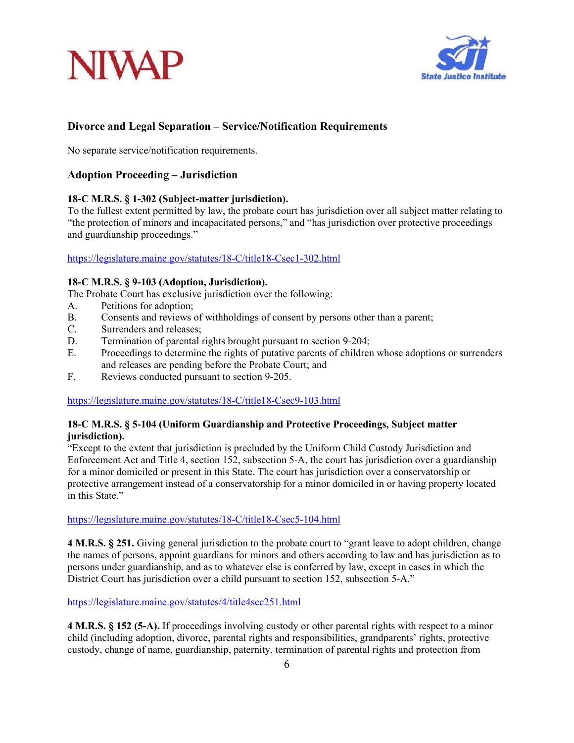## Divorce and Legal Separation – Service/Notification Requirements

No separate service/notification requirements.

## Adoption Proceeding – Jurisdiction

**18-C M.R.S. § 1-302 (Subject-matter jurisdiction).**
To the fullest extent permitted by law, the probate court has jurisdiction over all subject matter relating to "the protection of minors and incapacitated persons," and "has jurisdiction over protective proceedings and guardianship proceedings."

https://legislature.maine.gov/statutes/18-C/title18-Csec1-302.html

**18-C M.R.S. § 9-103 (Adoption, Jurisdiction).**
The Probate Court has exclusive jurisdiction over the following:

A. Petitions for adoption;
B. Consents and reviews of withholdings of consent by persons other than a parent;
C. Surrenders and releases;
D. Termination of parental rights brought pursuant to section 9-204;
E. Proceedings to determine the rights of putative parents of children whose adoptions or surrenders and releases are pending before the Probate Court; and
F. Reviews conducted pursuant to section 9-205.

https://legislature.maine.gov/statutes/18-C/title18-Csec9-103.html

**18-C M.R.S. § 5-104 (Uniform Guardianship and Protective Proceedings, Subject matter jurisdiction).**
"Except to the extent that jurisdiction is precluded by the Uniform Child Custody Jurisdiction and Enforcement Act and Title 4, section 152, subsection 5-A, the court has jurisdiction over a guardianship for a minor domiciled or present in this State. The court has jurisdiction over a conservatorship or protective arrangement instead of a conservatorship for a minor domiciled in or having property located in this State."

https://legislature.maine.gov/statutes/18-C/title18-Csec5-104.html

**4 M.R.S. § 251.** Giving general jurisdiction to the probate court to "grant leave to adopt children, change the names of persons, appoint guardians for minors and others according to law and has jurisdiction as to persons under guardianship, and as to whatever else is conferred by law, except in cases in which the District Court has jurisdiction over a child pursuant to section 152, subsection 5-A."

https://legislature.maine.gov/statutes/4/title4sec251.html

**4 M.R.S. § 152 (5-A).** If proceedings involving custody or other parental rights with respect to a minor child (including adoption, divorce, parental rights and responsibilities, grandparents' rights, protective custody, change of name, guardianship, paternity, termination of parental rights and protection from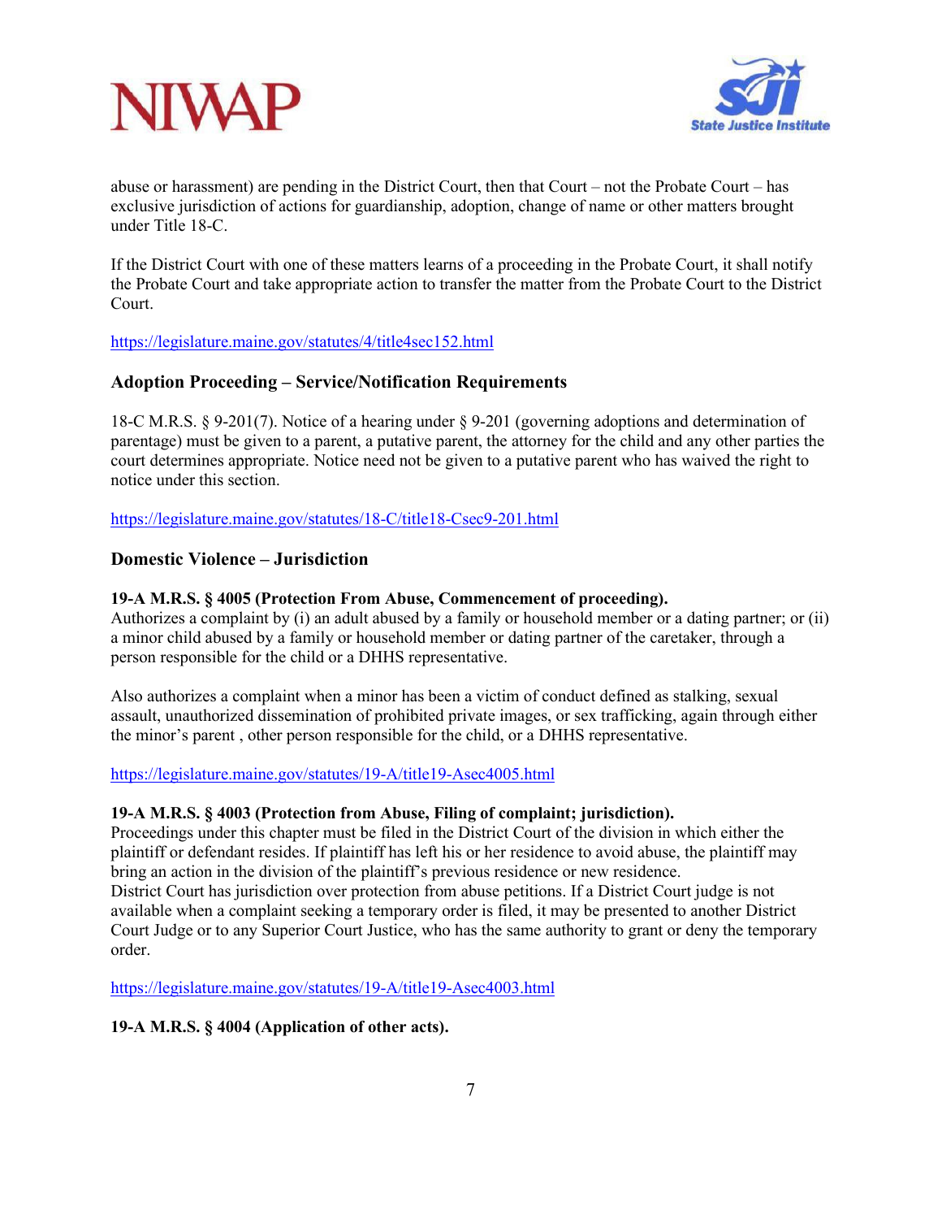abuse or harassment) are pending in the District Court, then that Court – not the Probate Court – has exclusive jurisdiction of actions for guardianship, adoption, change of name or other matters brought under Title 18-C.

If the District Court with one of these matters learns of a proceeding in the Probate Court, it shall notify the Probate Court and take appropriate action to transfer the matter from the Probate Court to the District Court.

https://legislature.maine.gov/statutes/4/title4sec152.html

### Adoption Proceeding – Service/Notification Requirements

18-C M.R.S. § 9-201(7). Notice of a hearing under § 9-201 (governing adoptions and determination of parentage) must be given to a parent, a putative parent, the attorney for the child and any other parties the court determines appropriate. Notice need not be given to a putative parent who has waived the right to notice under this section.

https://legislature.maine.gov/statutes/18-C/title18-Csec9-201.html

### Domestic Violence – Jurisdiction

**19-A M.R.S. § 4005 (Protection From Abuse, Commencement of proceeding).**
Authorizes a complaint by (i) an adult abused by a family or household member or a dating partner; or (ii) a minor child abused by a family or household member or dating partner of the caretaker, through a person responsible for the child or a DHHS representative.

Also authorizes a complaint when a minor has been a victim of conduct defined as stalking, sexual assault, unauthorized dissemination of prohibited private images, or sex trafficking, again through either the minor's parent , other person responsible for the child, or a DHHS representative.

https://legislature.maine.gov/statutes/19-A/title19-Asec4005.html

**19-A M.R.S. § 4003 (Protection from Abuse, Filing of complaint; jurisdiction).**
Proceedings under this chapter must be filed in the District Court of the division in which either the plaintiff or defendant resides. If plaintiff has left his or her residence to avoid abuse, the plaintiff may bring an action in the division of the plaintiff's previous residence or new residence.
District Court has jurisdiction over protection from abuse petitions. If a District Court judge is not available when a complaint seeking a temporary order is filed, it may be presented to another District Court Judge or to any Superior Court Justice, who has the same authority to grant or deny the temporary order.

https://legislature.maine.gov/statutes/19-A/title19-Asec4003.html

**19-A M.R.S. § 4004 (Application of other acts).**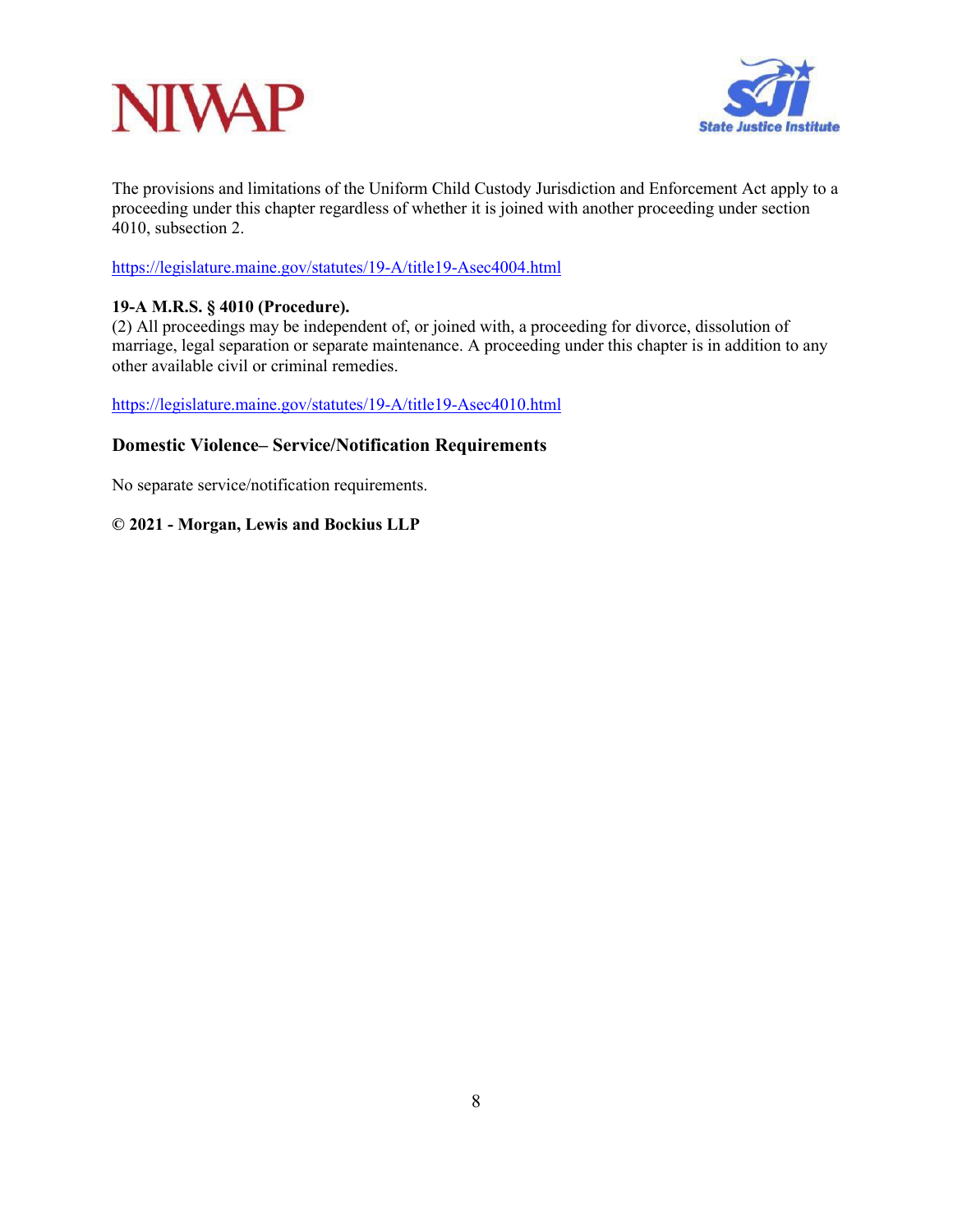The provisions and limitations of the Uniform Child Custody Jurisdiction and Enforcement Act apply to a proceeding under this chapter regardless of whether it is joined with another proceeding under section 4010, subsection 2.

https://legislature.maine.gov/statutes/19-A/title19-Asec4004.html

**19-A M.R.S. § 4010 (Procedure).**
(2) All proceedings may be independent of, or joined with, a proceeding for divorce, dissolution of marriage, legal separation or separate maintenance. A proceeding under this chapter is in addition to any other available civil or criminal remedies.

https://legislature.maine.gov/statutes/19-A/title19-Asec4010.html

### Domestic Violence– Service/Notification Requirements

No separate service/notification requirements.

**© 2021 - Morgan, Lewis and Bockius LLP**